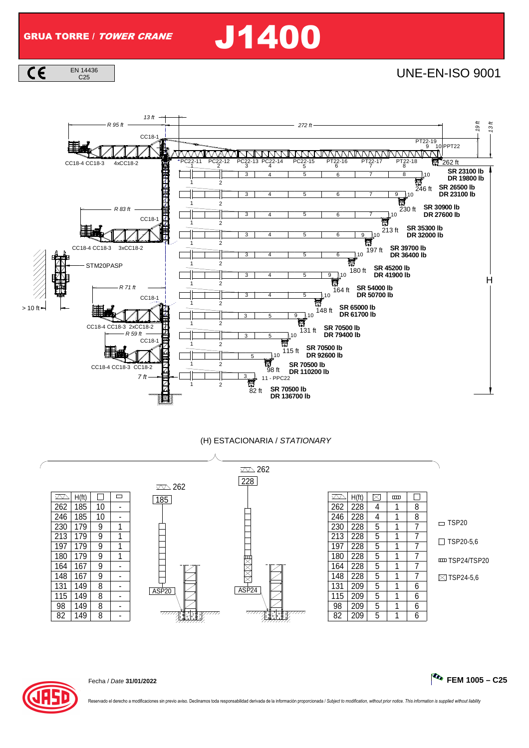# GRUA TORRE / *TOWER CRANE* J1400

CE EN 14436 C25

UNE-EN-ISO 9001

| Jib (ft) | Load |
|---|---|
| 262 ft | SR 23100 lb / DR 19800 lb |
| 246 ft | SR 26500 lb / DR 23100 lb |
| 230 ft | SR 30900 lb / DR 27600 lb |
| 213 ft | SR 35300 lb / DR 32000 lb |
| 197 ft | SR 39700 lb / DR 36400 lb |
| 180 ft | SR 45200 lb / DR 41900 lb |
| 164 ft | SR 54000 lb / DR 50700 lb |
| 148 ft | SR 65000 lb / DR 61700 lb |
| 131 ft | SR 70500 lb / DR 79400 lb |
| 115 ft | SR 70500 lb / DR 92600 lb |
| 98 ft | SR 70500 lb / DR 110200 lb |
| 82 ft | SR 70500 lb / DR 136700 lb |

R 95 ft · 272 ft · 13 ft · 19 ft · 13 ft · R 83 ft · R 71 ft · R 59 ft · 7 ft · > 10 ft · H

CC18-1 · CC18-4 CC18-3 4xCC18-2 · CC18-4 CC18-3 3xCC18-2 · CC18-4 CC18-3 2xCC18-2 · CC18-4 CC18-3 CC18-2 · STM20PASP

PC22-11 · PC22-12 · PC22-13 · PC22-14 · PC22-15 · PT22-16 · PT22-17 · PT22-18 · PT22-19 · PPT22 · 11 - PPC22

## (H) ESTACIONARIA / *STATIONARY*

| Jib (ft) | H(ft) | TSP20-5,6 | TSP20 |
|---|---|---|---|
| 262 | 185 | 10 | - |
| 246 | 185 | 10 | - |
| 230 | 179 | 9 | 1 |
| 213 | 179 | 9 | 1 |
| 197 | 179 | 9 | 1 |
| 180 | 179 | 9 | 1 |
| 164 | 167 | 9 | - |
| 148 | 167 | 9 | - |
| 131 | 149 | 8 | - |
| 115 | 149 | 8 | - |
| 98 | 149 | 8 | - |
| 82 | 149 | 8 | - |

262 / 185 — ASP20

262 / 228 — ASP24

| Jib (ft) | H(ft) | TSP24-5,6 | TSP24/TSP20 | TSP20-5,6 |
|---|---|---|---|---|
| 262 | 228 | 4 | 1 | 8 |
| 246 | 228 | 4 | 1 | 8 |
| 230 | 228 | 5 | 1 | 7 |
| 213 | 228 | 5 | 1 | 7 |
| 197 | 228 | 5 | 1 | 7 |
| 180 | 228 | 5 | 1 | 7 |
| 164 | 228 | 5 | 1 | 7 |
| 148 | 228 | 5 | 1 | 7 |
| 131 | 209 | 5 | 1 | 6 |
| 115 | 209 | 5 | 1 | 6 |
| 98 | 209 | 5 | 1 | 6 |
| 82 | 209 | 5 | 1 | 6 |

▭ TSP20
□ TSP20-5,6
▥ TSP24/TSP20
☒ TSP24-5,6

Fecha / *Date* **31/01/2022**

**FEM 1005 – C25**

Reservado el derecho a modificaciones sin previo aviso. Declinamos toda responsabilidad derivada de la información proporcionada / *Subject to modification, without prior notice. This information is supplied without liability*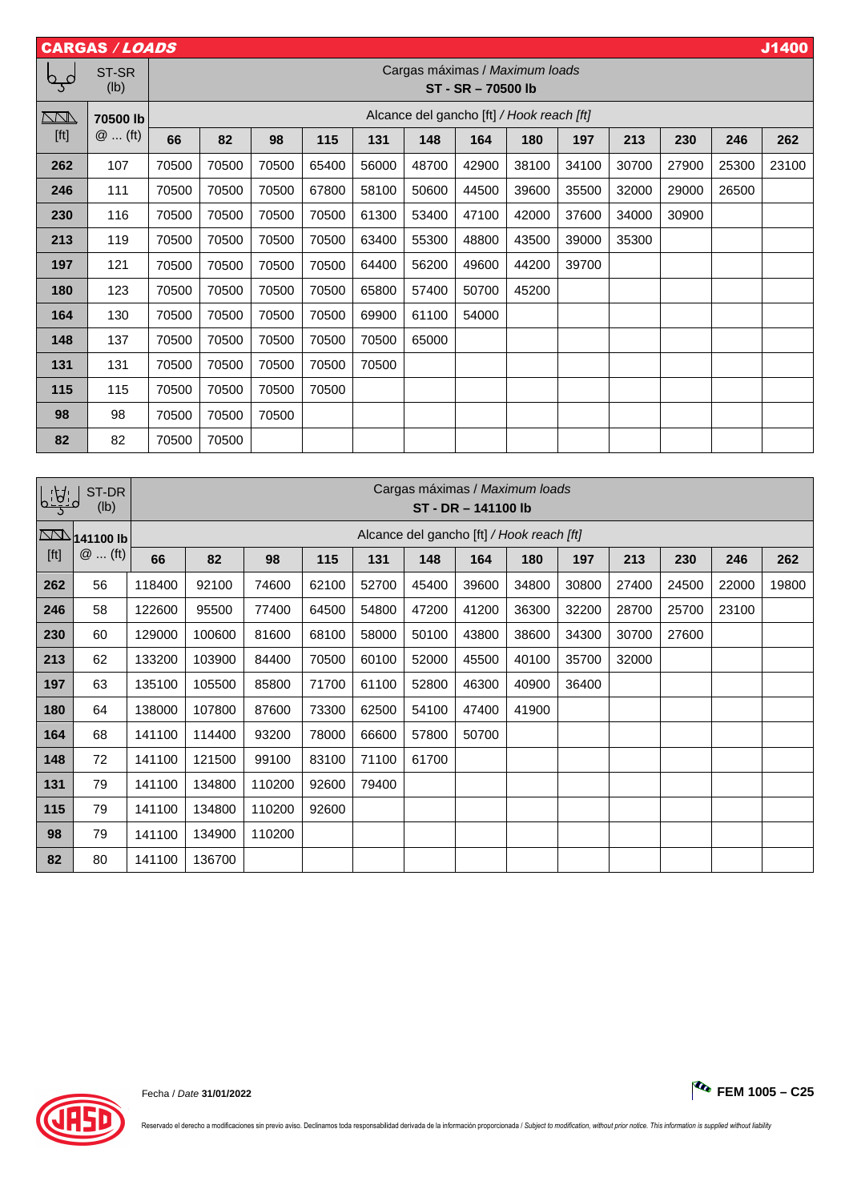## CARGAS / *LOADS* — J1400

| ST-SR (lb) | | Cargas máximas / *Maximum loads* **ST - SR – 70500 lb** | | | | | | | | | | | | |
|---|---|---|---|---|---|---|---|---|---|---|---|---|---|---|
| [ft] | **70500 lb** @ ... (ft) | Alcance del gancho [ft] / *Hook reach [ft]* | | | | | | | | | | | | |
| | | **66** | **82** | **98** | **115** | **131** | **148** | **164** | **180** | **197** | **213** | **230** | **246** | **262** |
| **262** | 107 | 70500 | 70500 | 70500 | 65400 | 56000 | 48700 | 42900 | 38100 | 34100 | 30700 | 27900 | 25300 | 23100 |
| **246** | 111 | 70500 | 70500 | 70500 | 67800 | 58100 | 50600 | 44500 | 39600 | 35500 | 32000 | 29000 | 26500 | |
| **230** | 116 | 70500 | 70500 | 70500 | 70500 | 61300 | 53400 | 47100 | 42000 | 37600 | 34000 | 30900 | | |
| **213** | 119 | 70500 | 70500 | 70500 | 70500 | 63400 | 55300 | 48800 | 43500 | 39000 | 35300 | | | |
| **197** | 121 | 70500 | 70500 | 70500 | 70500 | 64400 | 56200 | 49600 | 44200 | 39700 | | | | |
| **180** | 123 | 70500 | 70500 | 70500 | 70500 | 65800 | 57400 | 50700 | 45200 | | | | | |
| **164** | 130 | 70500 | 70500 | 70500 | 70500 | 69900 | 61100 | 54000 | | | | | | |
| **148** | 137 | 70500 | 70500 | 70500 | 70500 | 70500 | 65000 | | | | | | | |
| **131** | 131 | 70500 | 70500 | 70500 | 70500 | 70500 | | | | | | | | |
| **115** | 115 | 70500 | 70500 | 70500 | 70500 | | | | | | | | | |
| **98** | 98 | 70500 | 70500 | 70500 | | | | | | | | | | |
| **82** | 82 | 70500 | 70500 | | | | | | | | | | | |

| ST-DR (lb) | | Cargas máximas / *Maximum loads* **ST - DR – 141100 lb** | | | | | | | | | | | | |
|---|---|---|---|---|---|---|---|---|---|---|---|---|---|---|
| [ft] | **141100 lb** @ ... (ft) | Alcance del gancho [ft] / *Hook reach [ft]* | | | | | | | | | | | | |
| | | **66** | **82** | **98** | **115** | **131** | **148** | **164** | **180** | **197** | **213** | **230** | **246** | **262** |
| **262** | 56 | 118400 | 92100 | 74600 | 62100 | 52700 | 45400 | 39600 | 34800 | 30800 | 27400 | 24500 | 22000 | 19800 |
| **246** | 58 | 122600 | 95500 | 77400 | 64500 | 54800 | 47200 | 41200 | 36300 | 32200 | 28700 | 25700 | 23100 | |
| **230** | 60 | 129000 | 100600 | 81600 | 68100 | 58000 | 50100 | 43800 | 38600 | 34300 | 30700 | 27600 | | |
| **213** | 62 | 133200 | 103900 | 84400 | 70500 | 60100 | 52000 | 45500 | 40100 | 35700 | 32000 | | | |
| **197** | 63 | 135100 | 105500 | 85800 | 71700 | 61100 | 52800 | 46300 | 40900 | 36400 | | | | |
| **180** | 64 | 138000 | 107800 | 87600 | 73300 | 62500 | 54100 | 47400 | 41900 | | | | | |
| **164** | 68 | 141100 | 114400 | 93200 | 78000 | 66600 | 57800 | 50700 | | | | | | |
| **148** | 72 | 141100 | 121500 | 99100 | 83100 | 71100 | 61700 | | | | | | | |
| **131** | 79 | 141100 | 134800 | 110200 | 92600 | 79400 | | | | | | | | |
| **115** | 79 | 141100 | 134800 | 110200 | 92600 | | | | | | | | | |
| **98** | 79 | 141100 | 134900 | 110200 | | | | | | | | | | |
| **82** | 80 | 141100 | 136700 | | | | | | | | | | | |

Fecha / *Date* **31/01/2022**

**FEM 1005 – C25**

Reservado el derecho a modificaciones sin previo aviso. Declinamos toda responsabilidad derivada de la información proporcionada / *Subject to modification, without prior notice. This information is supplied without liability*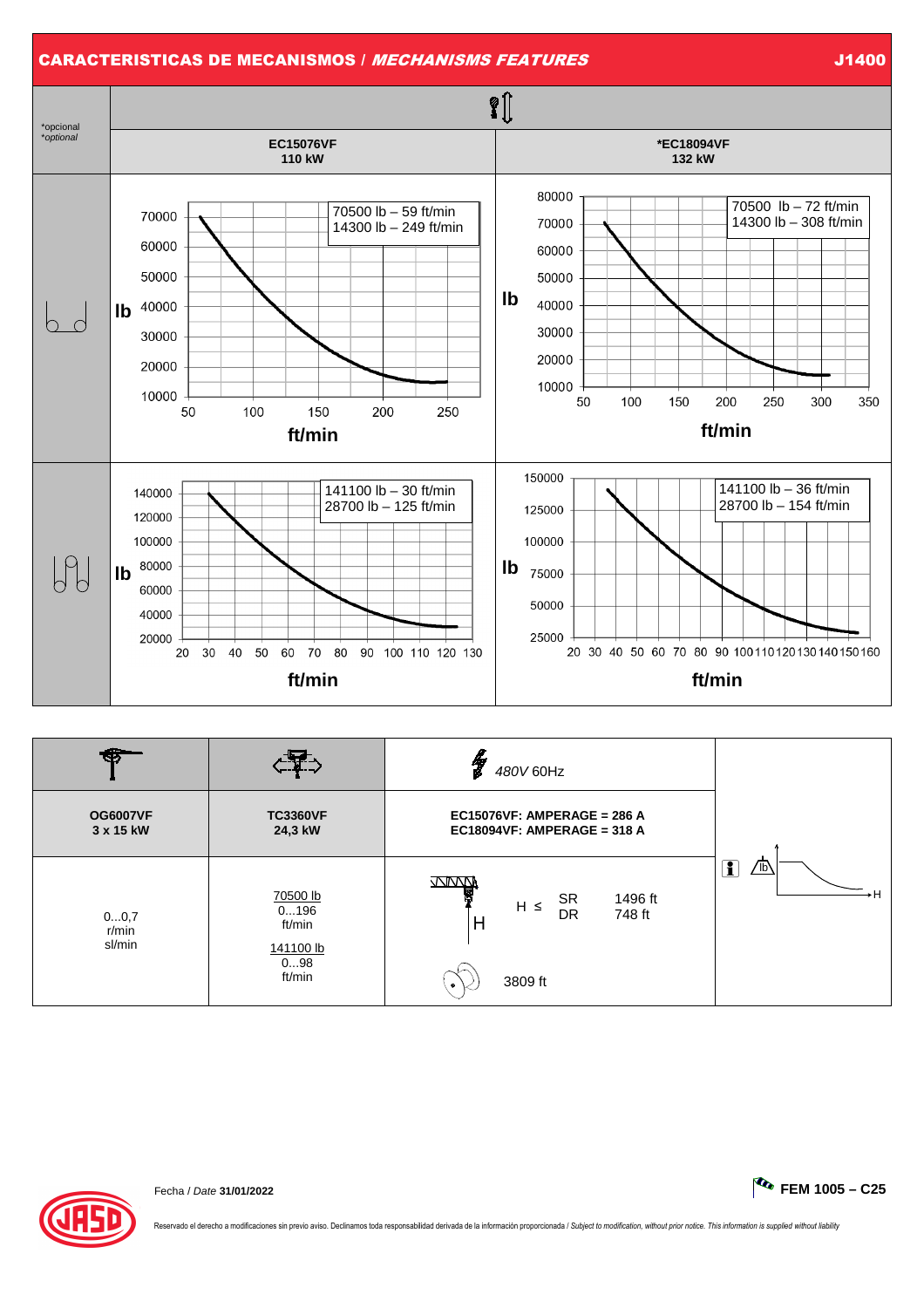## CARACTERISTICAS DE MECANISMOS / *MECHANISMS FEATURES* — J1400

*opcional
*optional*

| | EC15076VF 110 kW | *EC18094VF 132 kW |
|---|---|---|
| 2 falls | 70500 lb – 59 ft/min<br>14300 lb – 249 ft/min | 70500 lb – 72 ft/min<br>14300 lb – 308 ft/min |
| 4 falls | 141100 lb – 30 ft/min<br>28700 lb – 125 ft/min | 141100 lb – 36 ft/min<br>28700 lb – 154 ft/min |

Chart axes: lb / ft/min

| OG6007VF 3 x 15 kW | TC3360VF 24,3 kW | 480V 60Hz<br>EC15076VF: AMPERAGE = 286 A<br>EC18094VF: AMPERAGE = 318 A |
|---|---|---|
| 0...0,7 r/min sl/min | 70500 lb<br>0...196 ft/min<br>141100 lb<br>0...98 ft/min | H ≤ SR 1496 ft<br>DR 748 ft<br>3809 ft |

Fecha / *Date* **31/01/2022**

**FEM 1005 – C25**

Reservado el derecho a modificaciones sin previo aviso. Declinamos toda responsabilidad derivada de la información proporcionada / *Subject to modification, without prior notice. This information is supplied without liability*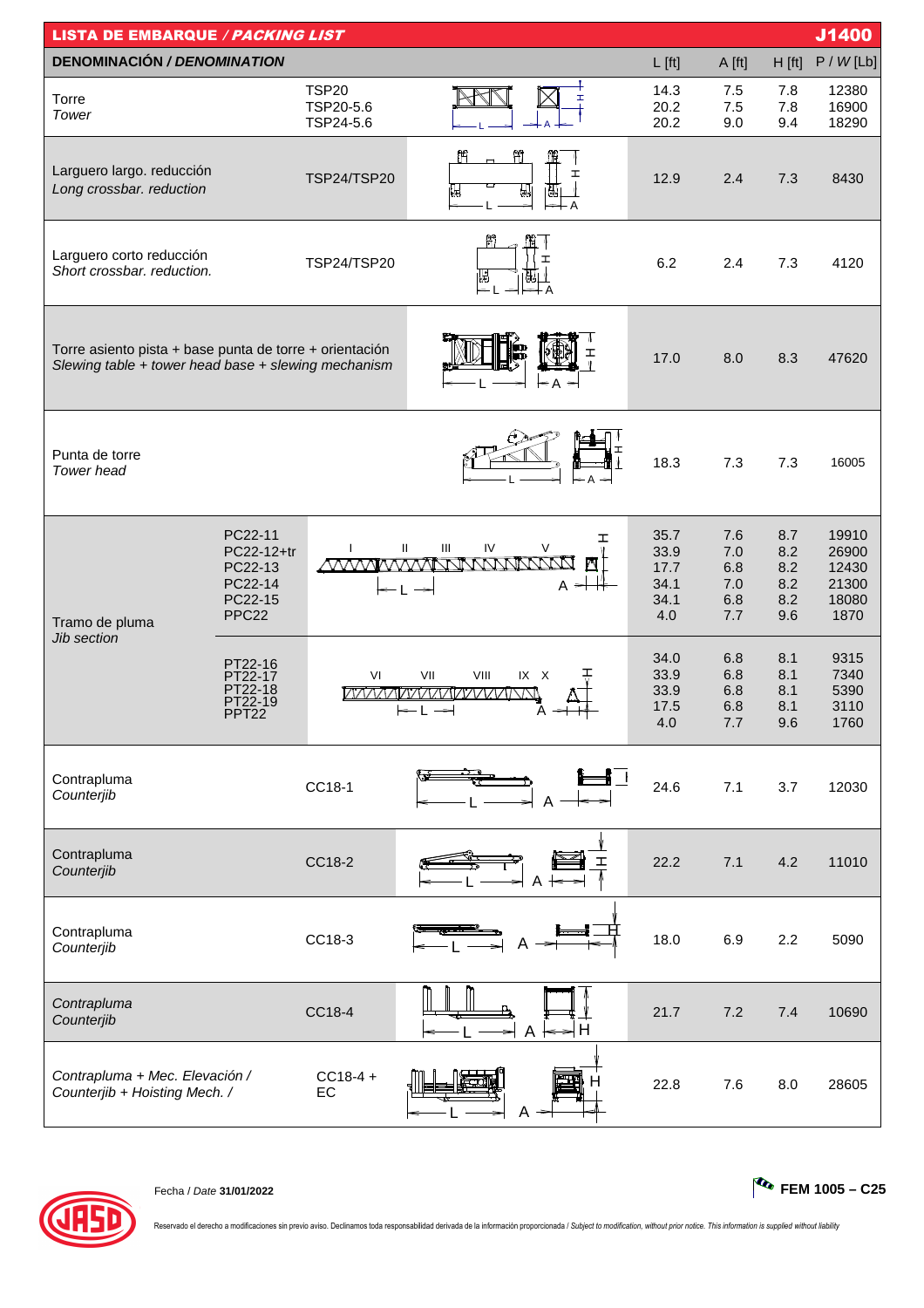## LISTA DE EMBARQUE / *PACKING LIST* — J1400

| DENOMINACIÓN / *DENOMINATION* | | L [ft] | A [ft] | H [ft] | P / *W* [Lb] |
|---|---|---|---|---|---|
| Torre<br>*Tower* | TSP20<br>TSP20-5.6<br>TSP24-5.6 | 14.3<br>20.2<br>20.2 | 7.5<br>7.5<br>9.0 | 7.8<br>7.8<br>9.4 | 12380<br>16900<br>18290 |
| Larguero largo. reducción<br>*Long crossbar. reduction* | TSP24/TSP20 | 12.9 | 2.4 | 7.3 | 8430 |
| Larguero corto reducción<br>*Short crossbar. reduction.* | TSP24/TSP20 | 6.2 | 2.4 | 7.3 | 4120 |
| Torre asiento pista + base punta de torre + orientación<br>*Slewing table + tower head base + slewing mechanism* | | 17.0 | 8.0 | 8.3 | 47620 |
| Punta de torre<br>*Tower head* | | 18.3 | 7.3 | 7.3 | 16005 |
| Tramo de pluma<br>*Jib section* | PC22-11<br>PC22-12+tr<br>PC22-13<br>PC22-14<br>PC22-15<br>PPC22 | 35.7<br>33.9<br>17.7<br>34.1<br>34.1<br>4.0 | 7.6<br>7.0<br>6.8<br>7.0<br>6.8<br>7.7 | 8.7<br>8.2<br>8.2<br>8.2<br>8.2<br>9.6 | 19910<br>26900<br>12430<br>21300<br>18080<br>1870 |
| | PT22-16<br>PT22-17<br>PT22-18<br>PT22-19<br>PPT22 | 34.0<br>33.9<br>33.9<br>17.5<br>4.0 | 6.8<br>6.8<br>6.8<br>6.8<br>7.7 | 8.1<br>8.1<br>8.1<br>8.1<br>9.6 | 9315<br>7340<br>5390<br>3110<br>1760 |
| Contrapluma<br>*Counterjib* | CC18-1 | 24.6 | 7.1 | 3.7 | 12030 |
| Contrapluma<br>*Counterjib* | CC18-2 | 22.2 | 7.1 | 4.2 | 11010 |
| Contrapluma<br>*Counterjib* | CC18-3 | 18.0 | 6.9 | 2.2 | 5090 |
| *Contrapluma*<br>*Counterjib* | CC18-4 | 21.7 | 7.2 | 7.4 | 10690 |
| *Contrapluma + Mec. Elevación /*<br>*Counterjib + Hoisting Mech. /* | CC18-4 + EC | 22.8 | 7.6 | 8.0 | 28605 |

Fecha / *Date* **31/01/2022**

**FEM 1005 – C25**

Reservado el derecho a modificaciones sin previo aviso. Declinamos toda responsabilidad derivada de la información proporcionada / *Subject to modification, without prior notice. This information is supplied without liability*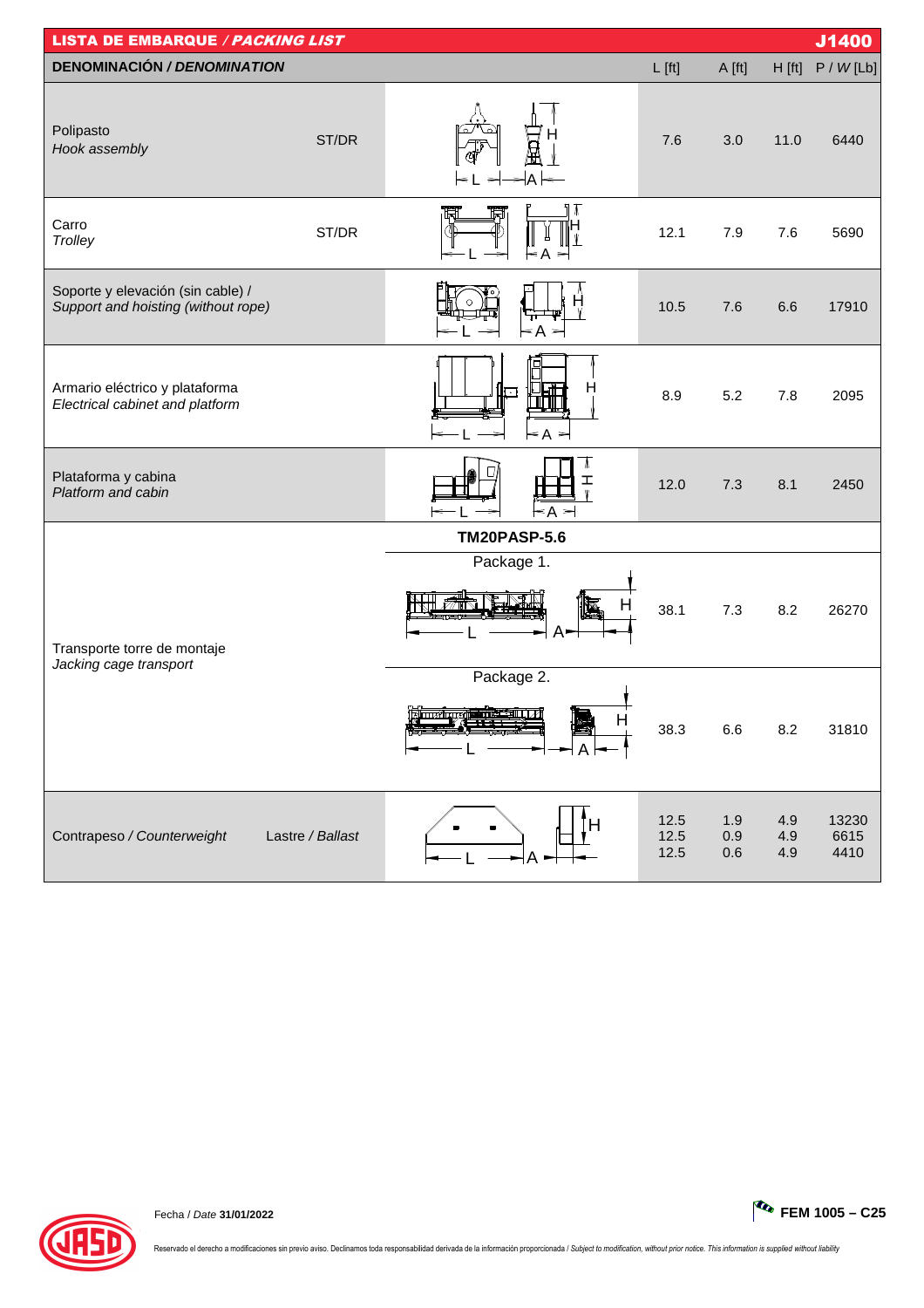## LISTA DE EMBARQUE / *PACKING LIST* — J1400

| DENOMINACIÓN / *DENOMINATION* | | L [ft] | A [ft] | H [ft] | P / *W* [Lb] |
|---|---|---|---|---|---|
| Polipasto / *Hook assembly* | ST/DR | 7.6 | 3.0 | 11.0 | 6440 |
| Carro / *Trolley* | ST/DR | 12.1 | 7.9 | 7.6 | 5690 |
| Soporte y elevación (sin cable) / *Support and hoisting (without rope)* | | 10.5 | 7.6 | 6.6 | 17910 |
| Armario eléctrico y plataforma / *Electrical cabinet and platform* | | 8.9 | 5.2 | 7.8 | 2095 |
| Plataforma y cabina / *Platform and cabin* | | 12.0 | 7.3 | 8.1 | 2450 |
| **TM20PASP-5.6** | | | | | |
| Transporte torre de montaje / *Jacking cage transport* | Package 1. | 38.1 | 7.3 | 8.2 | 26270 |
| | Package 2. | 38.3 | 6.6 | 8.2 | 31810 |
| Contrapeso / *Counterweight* | Lastre / *Ballast* | 12.5 | 1.9 | 4.9 | 13230 |
| | | 12.5 | 0.9 | 4.9 | 6615 |
| | | 12.5 | 0.6 | 4.9 | 4410 |

Fecha / *Date* **31/01/2022**

**FEM 1005 – C25**

Reservado el derecho a modificaciones sin previo aviso. Declinamos toda responsabilidad derivada de la información proporcionada / *Subject to modification, without prior notice. This information is supplied without liability*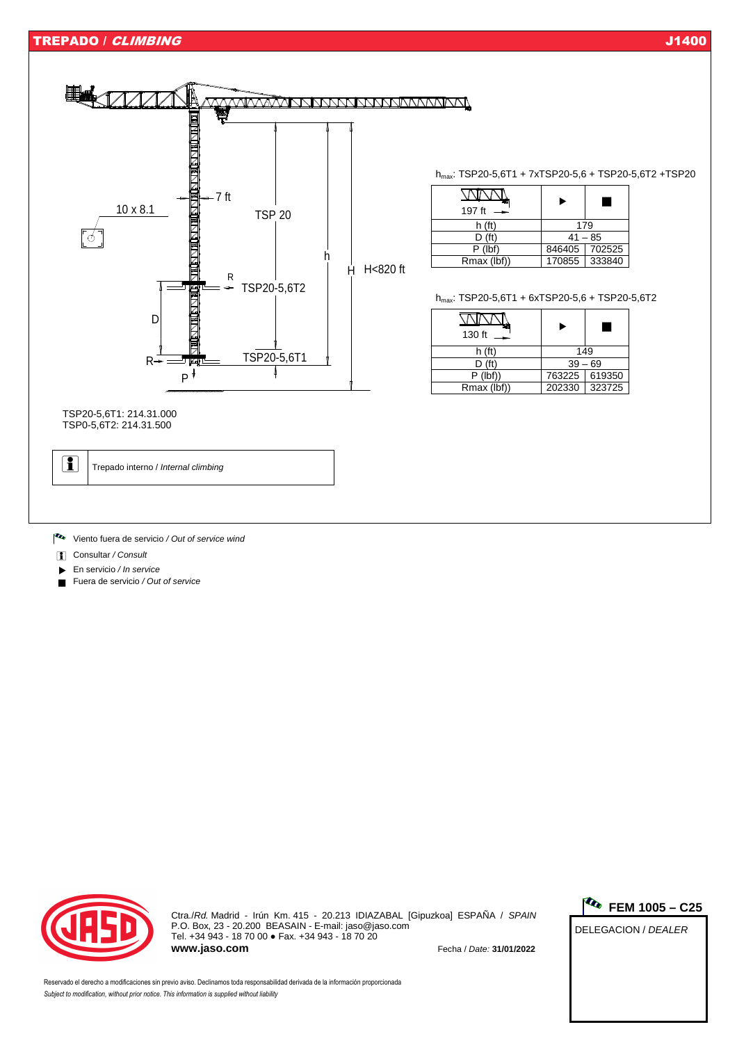## TREPADO / *CLIMBING*

**J1400**

7 ft

10 x 8.1

TSP 20

h

H   H<820 ft

R

TSP20-5,6T2

D

R

TSP20-5,6T1

P

TSP20-5,6T1: 214.31.000
TSP0-5,6T2: 214.31.500

$h_{max}$: TSP20-5,6T1 + 7xTSP20-5,6 + TSP20-5,6T2 +TSP20

| 197 ft | ▶ | ■ |
|---|---|---|
| h (ft) | 179 | |
| D (ft) | 41 – 85 | |
| P (lbf) | 846405 | 702525 |
| Rmax (lbf)) | 170855 | 333840 |

$h_{max}$: TSP20-5,6T1 + 6xTSP20-5,6 + TSP20-5,6T2

| 130 ft | ▶ | ■ |
|---|---|---|
| h (ft) | 149 | |
| D (ft) | 39 – 69 | |
| P (lbf)) | 763225 | 619350 |
| Rmax (lbf)) | 202330 | 323725 |

| | |
|---|---|
| ℹ | Trepado interno / *Internal climbing* |

- Viento fuera de servicio / *Out of service wind*
- Consultar / *Consult*
- ▶ En servicio / *In service*
- ■ Fuera de servicio / *Out of service*

Ctra./*Rd.* Madrid - Irún Km. 415 - 20.213 IDIAZABAL [Gipuzkoa] ESPAÑA / *SPAIN*
P.O. Box, 23 - 20.200 BEASAIN - E-mail: jaso@jaso.com
Tel. +34 943 - 18 70 00 ● Fax. +34 943 - 18 70 20
**www.jaso.com**

Fecha / *Date:* **31/01/2022**

**FEM 1005 – C25**

DELEGACION / *DEALER*

Reservado el derecho a modificaciones sin previo aviso. Declinamos toda responsabilidad derivada de la información proporcionada
*Subject to modification, without prior notice. This information is supplied without liability*